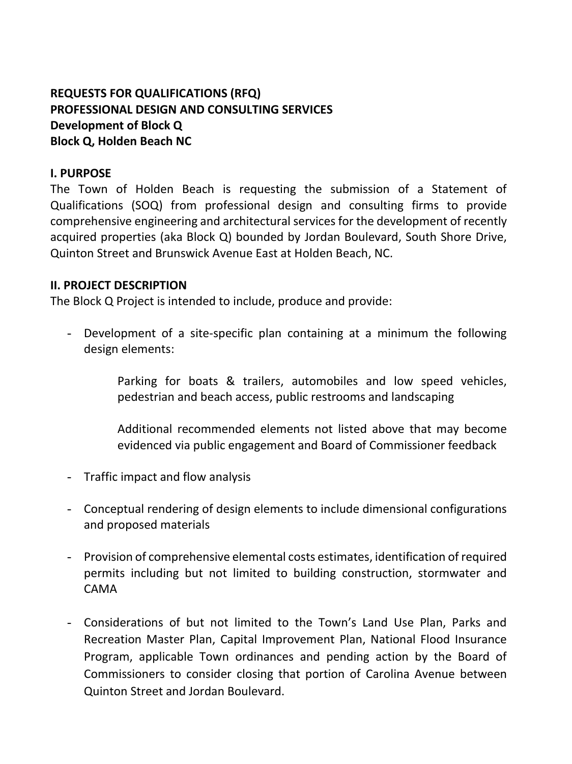**REQUESTS FOR QUALIFICATIONS (RFQ)**
**PROFESSIONAL DESIGN AND CONSULTING SERVICES**
**Development of Block Q**
**Block Q, Holden Beach NC**

## I. PURPOSE

The Town of Holden Beach is requesting the submission of a Statement of Qualifications (SOQ) from professional design and consulting firms to provide comprehensive engineering and architectural services for the development of recently acquired properties (aka Block Q) bounded by Jordan Boulevard, South Shore Drive, Quinton Street and Brunswick Avenue East at Holden Beach, NC.

## II. PROJECT DESCRIPTION

The Block Q Project is intended to include, produce and provide:

- Development of a site-specific plan containing at a minimum the following design elements:

  Parking for boats & trailers, automobiles and low speed vehicles, pedestrian and beach access, public restrooms and landscaping

  Additional recommended elements not listed above that may become evidenced via public engagement and Board of Commissioner feedback

- Traffic impact and flow analysis

- Conceptual rendering of design elements to include dimensional configurations and proposed materials

- Provision of comprehensive elemental costs estimates, identification of required permits including but not limited to building construction, stormwater and CAMA

- Considerations of but not limited to the Town's Land Use Plan, Parks and Recreation Master Plan, Capital Improvement Plan, National Flood Insurance Program, applicable Town ordinances and pending action by the Board of Commissioners to consider closing that portion of Carolina Avenue between Quinton Street and Jordan Boulevard.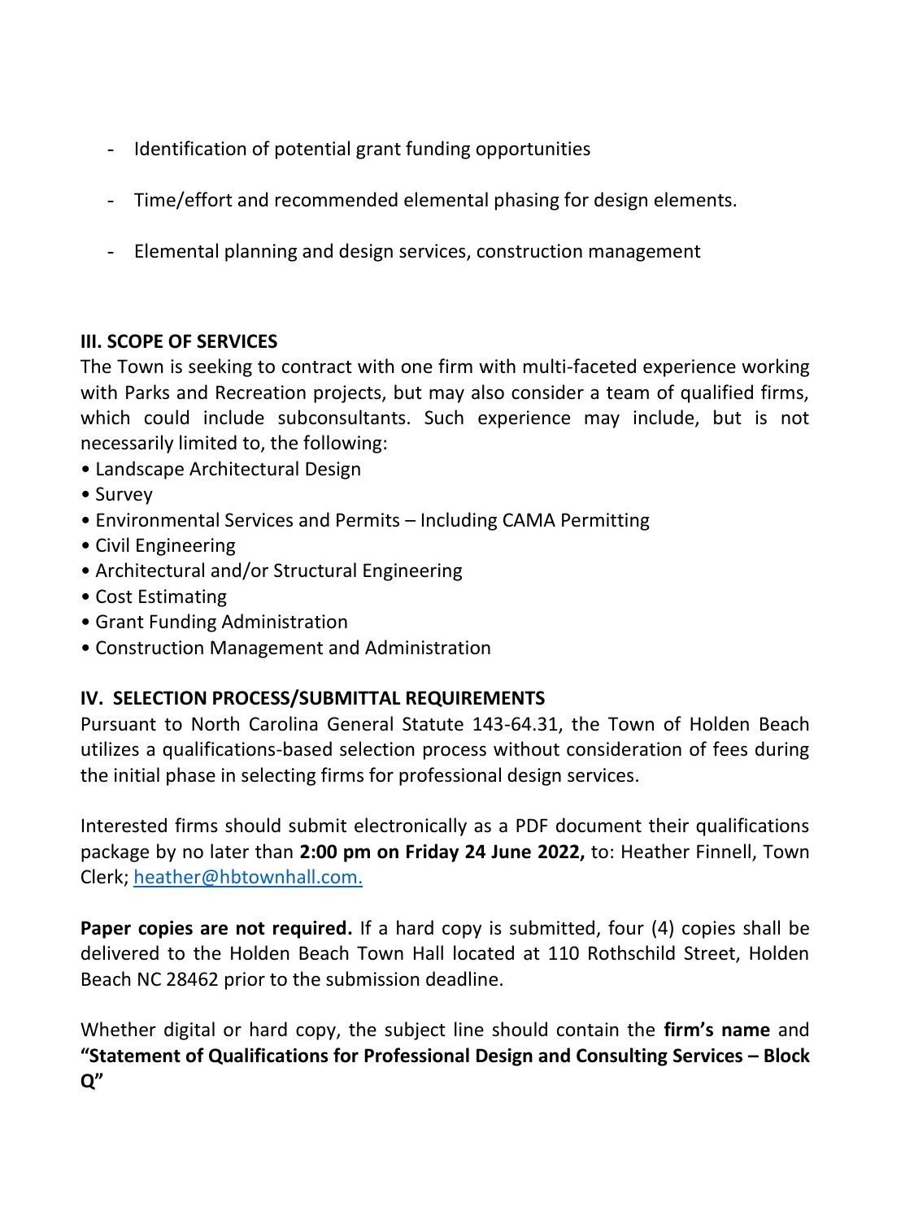- Identification of potential grant funding opportunities

- Time/effort and recommended elemental phasing for design elements.

- Elemental planning and design services, construction management

### III. SCOPE OF SERVICES

The Town is seeking to contract with one firm with multi-faceted experience working with Parks and Recreation projects, but may also consider a team of qualified firms, which could include subconsultants. Such experience may include, but is not necessarily limited to, the following:

- Landscape Architectural Design
- Survey
- Environmental Services and Permits – Including CAMA Permitting
- Civil Engineering
- Architectural and/or Structural Engineering
- Cost Estimating
- Grant Funding Administration
- Construction Management and Administration

### IV. SELECTION PROCESS/SUBMITTAL REQUIREMENTS

Pursuant to North Carolina General Statute 143-64.31, the Town of Holden Beach utilizes a qualifications-based selection process without consideration of fees during the initial phase in selecting firms for professional design services.

Interested firms should submit electronically as a PDF document their qualifications package by no later than **2:00 pm on Friday 24 June 2022,** to: Heather Finnell, Town Clerk; heather@hbtownhall.com.

**Paper copies are not required.** If a hard copy is submitted, four (4) copies shall be delivered to the Holden Beach Town Hall located at 110 Rothschild Street, Holden Beach NC 28462 prior to the submission deadline.

Whether digital or hard copy, the subject line should contain the **firm's name** and **"Statement of Qualifications for Professional Design and Consulting Services – Block Q"**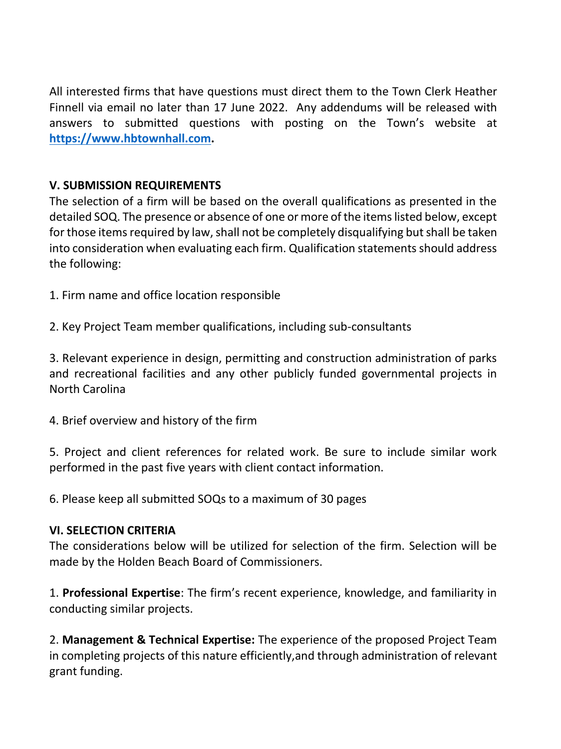All interested firms that have questions must direct them to the Town Clerk Heather Finnell via email no later than 17 June 2022. Any addendums will be released with answers to submitted questions with posting on the Town's website at **[https://www.hbtownhall.com](https://www.hbtownhall.com).**

## V. SUBMISSION REQUIREMENTS

The selection of a firm will be based on the overall qualifications as presented in the detailed SOQ. The presence or absence of one or more of the items listed below, except for those items required by law, shall not be completely disqualifying but shall be taken into consideration when evaluating each firm. Qualification statements should address the following:

1. Firm name and office location responsible

2. Key Project Team member qualifications, including sub-consultants

3. Relevant experience in design, permitting and construction administration of parks and recreational facilities and any other publicly funded governmental projects in North Carolina

4. Brief overview and history of the firm

5. Project and client references for related work. Be sure to include similar work performed in the past five years with client contact information.

6. Please keep all submitted SOQs to a maximum of 30 pages

## VI. SELECTION CRITERIA

The considerations below will be utilized for selection of the firm. Selection will be made by the Holden Beach Board of Commissioners.

1. **Professional Expertise**: The firm's recent experience, knowledge, and familiarity in conducting similar projects.

2. **Management & Technical Expertise:** The experience of the proposed Project Team in completing projects of this nature efficiently,and through administration of relevant grant funding.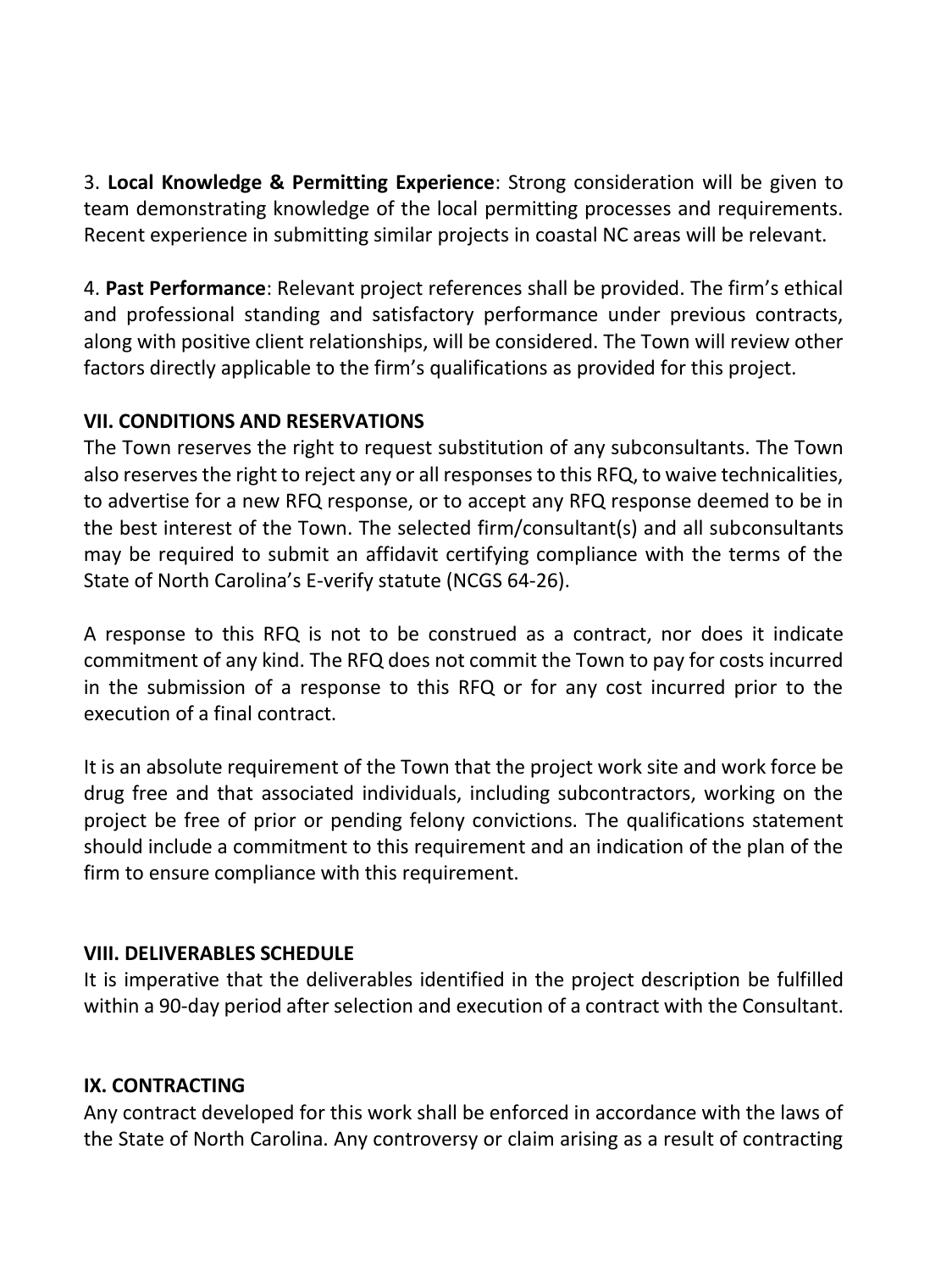3. **Local Knowledge & Permitting Experience**: Strong consideration will be given to team demonstrating knowledge of the local permitting processes and requirements. Recent experience in submitting similar projects in coastal NC areas will be relevant.

4. **Past Performance**: Relevant project references shall be provided. The firm's ethical and professional standing and satisfactory performance under previous contracts, along with positive client relationships, will be considered. The Town will review other factors directly applicable to the firm's qualifications as provided for this project.

## VII. CONDITIONS AND RESERVATIONS

The Town reserves the right to request substitution of any subconsultants. The Town also reserves the right to reject any or all responses to this RFQ, to waive technicalities, to advertise for a new RFQ response, or to accept any RFQ response deemed to be in the best interest of the Town. The selected firm/consultant(s) and all subconsultants may be required to submit an affidavit certifying compliance with the terms of the State of North Carolina's E-verify statute (NCGS 64-26).

A response to this RFQ is not to be construed as a contract, nor does it indicate commitment of any kind. The RFQ does not commit the Town to pay for costs incurred in the submission of a response to this RFQ or for any cost incurred prior to the execution of a final contract.

It is an absolute requirement of the Town that the project work site and work force be drug free and that associated individuals, including subcontractors, working on the project be free of prior or pending felony convictions. The qualifications statement should include a commitment to this requirement and an indication of the plan of the firm to ensure compliance with this requirement.

## VIII. DELIVERABLES SCHEDULE

It is imperative that the deliverables identified in the project description be fulfilled within a 90-day period after selection and execution of a contract with the Consultant.

## IX. CONTRACTING

Any contract developed for this work shall be enforced in accordance with the laws of the State of North Carolina. Any controversy or claim arising as a result of contracting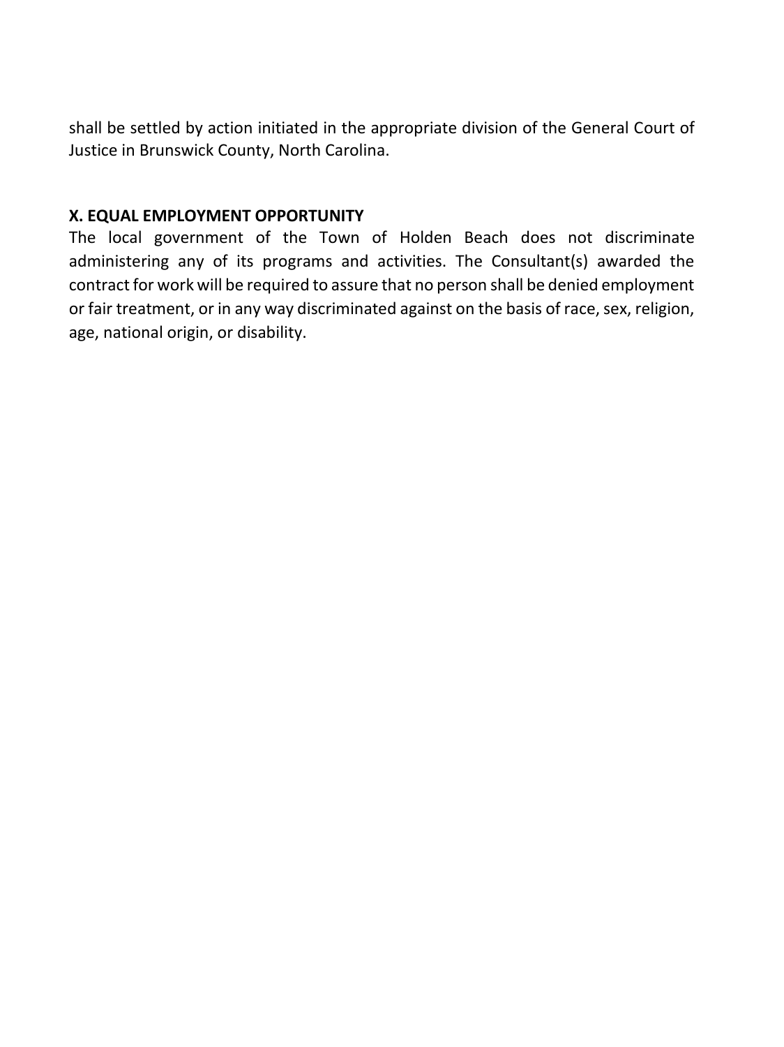shall be settled by action initiated in the appropriate division of the General Court of Justice in Brunswick County, North Carolina.

**X. EQUAL EMPLOYMENT OPPORTUNITY**

The local government of the Town of Holden Beach does not discriminate administering any of its programs and activities. The Consultant(s) awarded the contract for work will be required to assure that no person shall be denied employment or fair treatment, or in any way discriminated against on the basis of race, sex, religion, age, national origin, or disability.